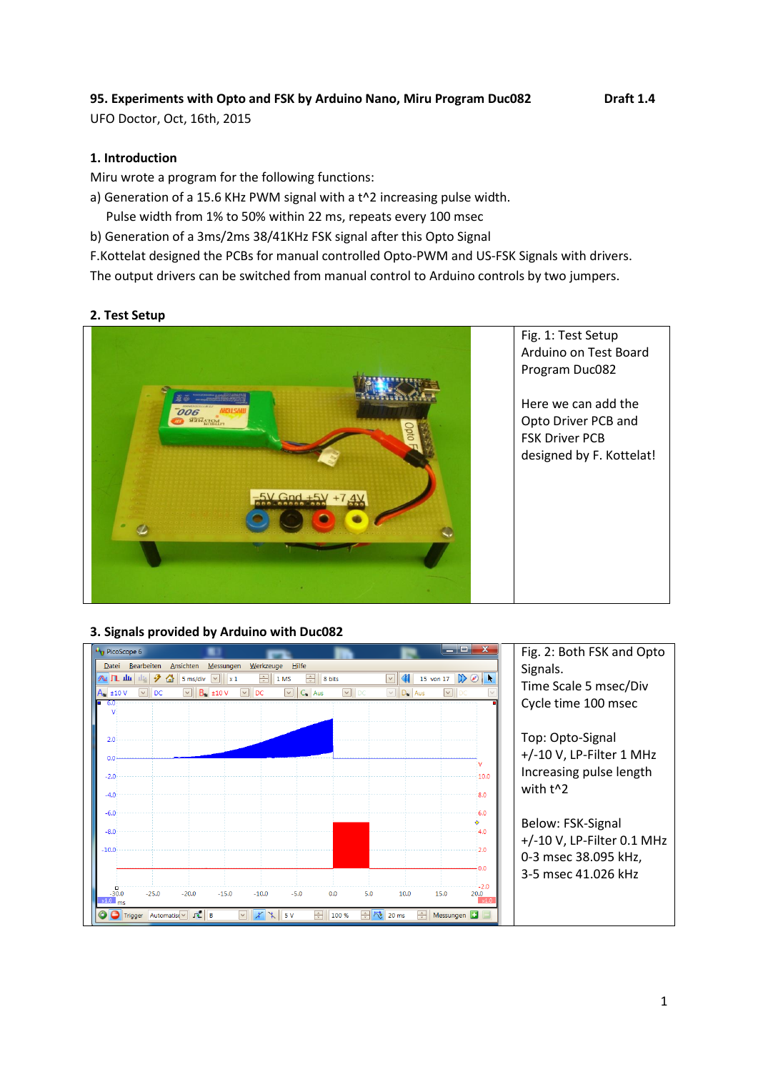**95. Experiments with Opto and FSK by Arduino Nano, Miru Program Duc082** **Draft 1.4**

UFO Doctor, Oct, 16th, 2015

## 1. Introduction

Miru wrote a program for the following functions:

a) Generation of a 15.6 KHz PWM signal with a t^2 increasing pulse width.
   Pulse width from 1% to 50% within 22 ms, repeats every 100 msec

b) Generation of a 3ms/2ms 38/41KHz FSK signal after this Opto Signal

F.Kottelat designed the PCBs for manual controlled Opto-PWM and US-FSK Signals with drivers.

The output drivers can be switched from manual control to Arduino controls by two jumpers.

## 2. Test Setup

Fig. 1: Test Setup
Arduino on Test Board
Program Duc082

Here we can add the Opto Driver PCB and FSK Driver PCB designed by F. Kottelat!

## 3. Signals provided by Arduino with Duc082

Fig. 2: Both FSK and Opto Signals.
Time Scale 5 msec/Div
Cycle time 100 msec

Top: Opto-Signal
+/-10 V, LP-Filter 1 MHz
Increasing pulse length with t^2

Below: FSK-Signal
+/-10 V, LP-Filter 0.1 MHz
0-3 msec 38.095 kHz,
3-5 msec 41.026 kHz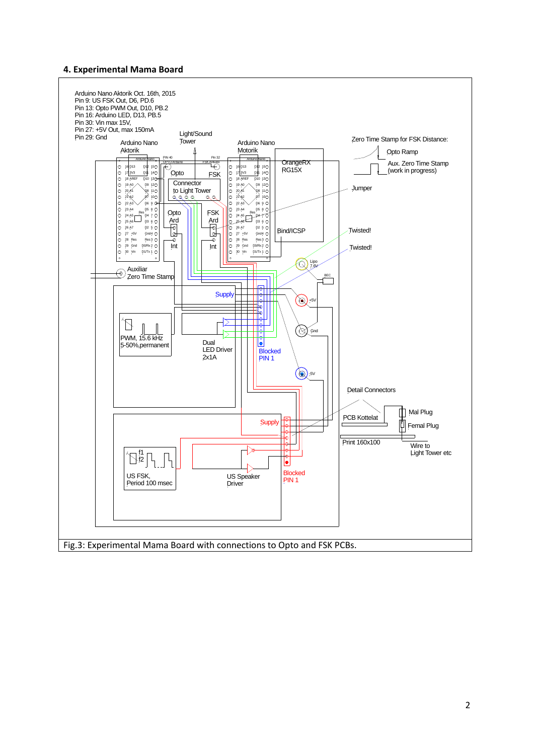## 4. Experimental Mama Board

Arduino Nano Aktorik Oct. 16th, 2015
Pin 9: US FSK Out, D6, PD.6
Pin 13: Opto PWM Out, D10, PB.2
Pin 16: Arduino LED, D13, PB.5
Pin 30: Vin max 15V,
Pin 27: +5V Out, max 150mA
Pin 29: Gnd

Fig.3: Experimental Mama Board with connections to Opto and FSK PCBs.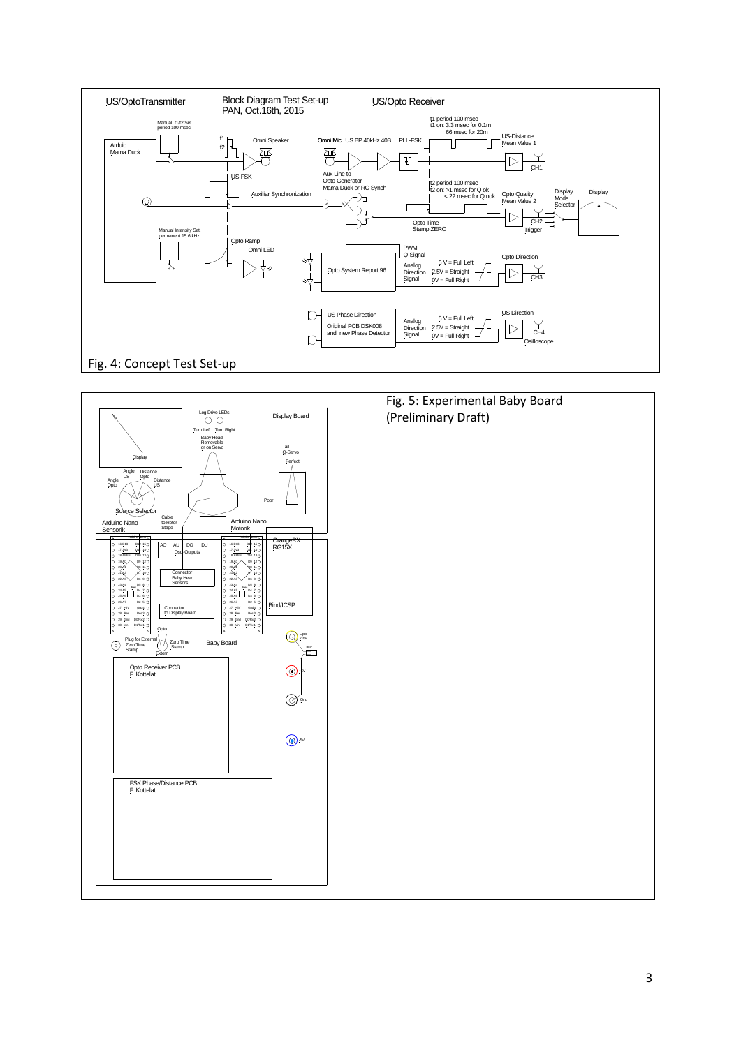Block Diagram Test Set-up
PAN, Oct.16th, 2015

US/OptoTransmitter

US/Opto Receiver

Arduio
Mama Duck

Manual f1/f2 Set
period 100 msec

f1
f2

Omni Speaker

US-FSK

Auxiliar Synchronization

Manual Intensity Set,
permanent 15.6 kHz

Opto Ramp

Omni LED

Omni Mic US BP 40kHz 40B PLL-FSK

t1 period 100 msec
t1 on: 3.3 msec for 0.1m
66 msec for 20m

US-Distance
Mean Value 1

CH1

Aux Line to
Opto Generator
Mama Duck or RC Synch

t2 period 100 msec
t2 on: >1 msec for Q ok
< 22 msec for Q nok

Opto Quality
Mean Value 2

Display
Mode
Selector

Display

Opto Time
Stamp ZERO

CH2
Trigger

PWM
Q-Signal

Opto System Report 96

Analog
Direction
Signal

5 V = Full Left
2.5V = Straight
0V = Full Right

Opto Direction

CH3

US Phase Direction

Original PCB DSK008
and new Phase Detector

Analog
Direction
Signal

5 V = Full Left
2.5V = Straight
0V = Full Right

US Direction

CH4
Osilloscope

Fig. 4: Concept Test Set-up

Leg Drive LEDs

Display Board

Turn Left Turn Right

Baby Head
Removable
or on Servo

Tail
Q-Servo

Perfect

Display

Angle US
Angle Opto
Distance Opto
Distance US

Poor

Source Selector

Cable
to Rotor
Stage

Arduino Nano
Sensonik

Arduino Nano
Motorik

OrangeRX
RG15X

AO AU DO DU
Osci-Outputs

Connector
Baby Head
Sensors

Connector
to Display Board

Bind/ICSP

Opto

Plug for External
Zero Time
Stamp

Zero Time
Stamp
Extern

Baby Board

Lipo
7.6V

Opto Receiver PCB
F. Kottelat

+5V

Gnd

-5V

FSK Phase/Distance PCB
F. Kottelat

Fig. 5: Experimental Baby Board
(Preliminary Draft)